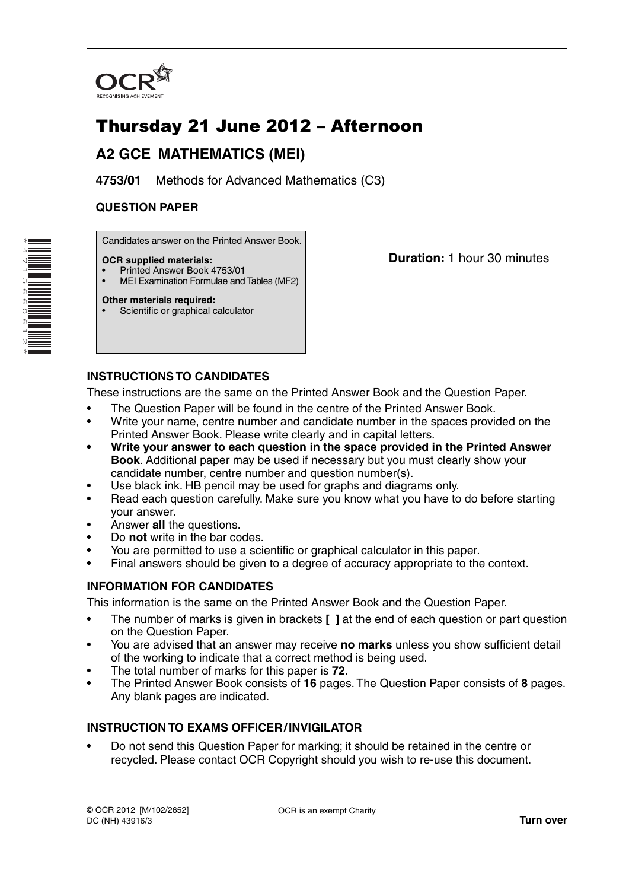OCR
RECOGNISING ACHIEVEMENT

# Thursday 21 June 2012 – Afternoon

## A2 GCE MATHEMATICS (MEI)

**4753/01** Methods for Advanced Mathematics (C3)

**QUESTION PAPER**

Candidates answer on the Printed Answer Book.

**OCR supplied materials:**
- Printed Answer Book 4753/01
- MEI Examination Formulae and Tables (MF2)

**Other materials required:**
- Scientific or graphical calculator

**Duration:** 1 hour 30 minutes

### INSTRUCTIONS TO CANDIDATES

These instructions are the same on the Printed Answer Book and the Question Paper.

- The Question Paper will be found in the centre of the Printed Answer Book.
- Write your name, centre number and candidate number in the spaces provided on the Printed Answer Book. Please write clearly and in capital letters.
- **Write your answer to each question in the space provided in the Printed Answer Book**. Additional paper may be used if necessary but you must clearly show your candidate number, centre number and question number(s).
- Use black ink. HB pencil may be used for graphs and diagrams only.
- Read each question carefully. Make sure you know what you have to do before starting your answer.
- Answer **all** the questions.
- Do **not** write in the bar codes.
- You are permitted to use a scientific or graphical calculator in this paper.
- Final answers should be given to a degree of accuracy appropriate to the context.

### INFORMATION FOR CANDIDATES

This information is the same on the Printed Answer Book and the Question Paper.

- The number of marks is given in brackets **[ ]** at the end of each question or part question on the Question Paper.
- You are advised that an answer may receive **no marks** unless you show sufficient detail of the working to indicate that a correct method is being used.
- The total number of marks for this paper is **72**.
- The Printed Answer Book consists of **16** pages. The Question Paper consists of **8** pages. Any blank pages are indicated.

### INSTRUCTION TO EXAMS OFFICER / INVIGILATOR

- Do not send this Question Paper for marking; it should be retained in the centre or recycled. Please contact OCR Copyright should you wish to re-use this document.

© OCR 2012 [M/102/2652]
DC (NH) 43916/3

OCR is an exempt Charity

**Turn over**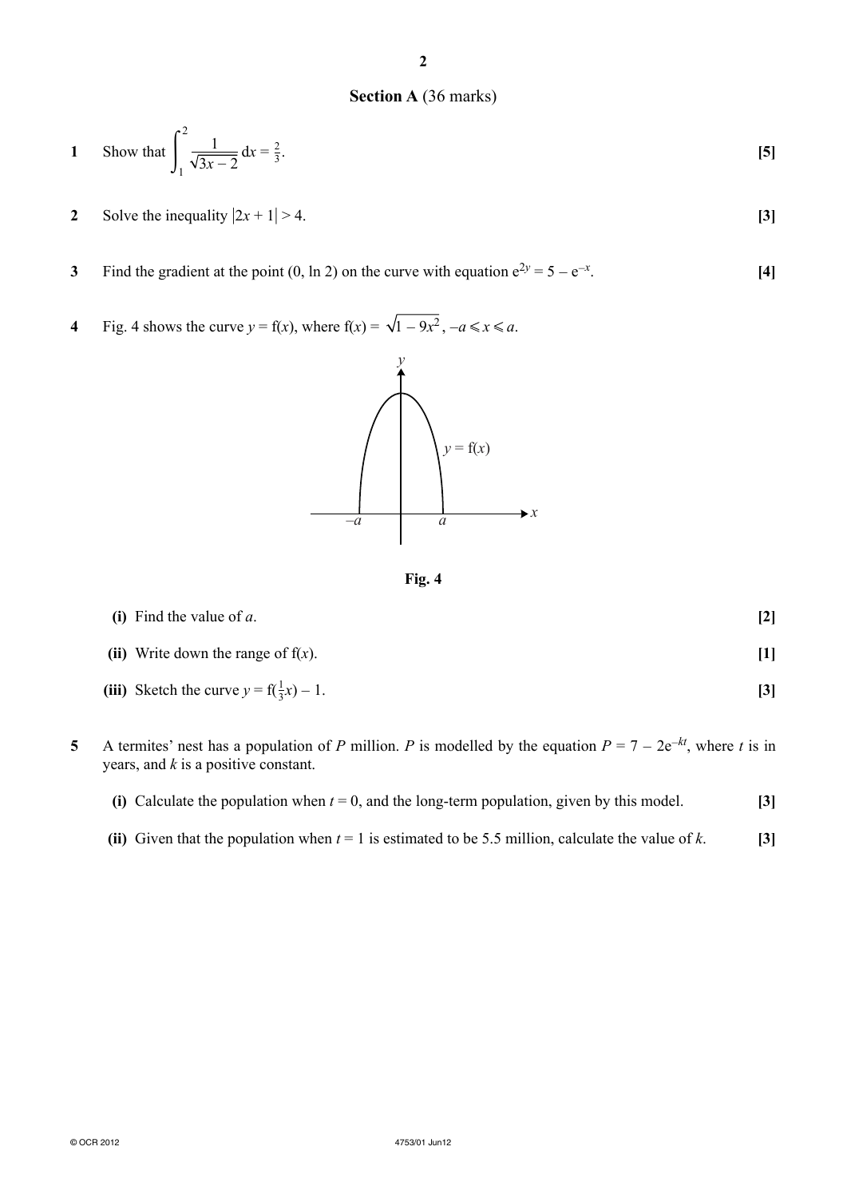## Section A (36 marks)

**1** Show that $\int_1^2 \frac{1}{\sqrt{3x-2}}\,dx = \frac{2}{3}$. **[5]**

**2** Solve the inequality $|2x+1| > 4$. **[3]**

**3** Find the gradient at the point $(0, \ln 2)$ on the curve with equation $e^{2y} = 5 - e^{-x}$. **[4]**

**4** Fig. 4 shows the curve $y = f(x)$, where $f(x) = \sqrt{1-9x^2}$, $-a \leqslant x \leqslant a$.

Fig. 4

**(i)** Find the value of $a$. **[2]**

**(ii)** Write down the range of $f(x)$. **[1]**

**(iii)** Sketch the curve $y = f(\frac{1}{3}x) - 1$. **[3]**

**5** A termites' nest has a population of $P$ million. $P$ is modelled by the equation $P = 7 - 2e^{-kt}$, where $t$ is in years, and $k$ is a positive constant.

**(i)** Calculate the population when $t = 0$, and the long-term population, given by this model. **[3]**

**(ii)** Given that the population when $t = 1$ is estimated to be 5.5 million, calculate the value of $k$. **[3]**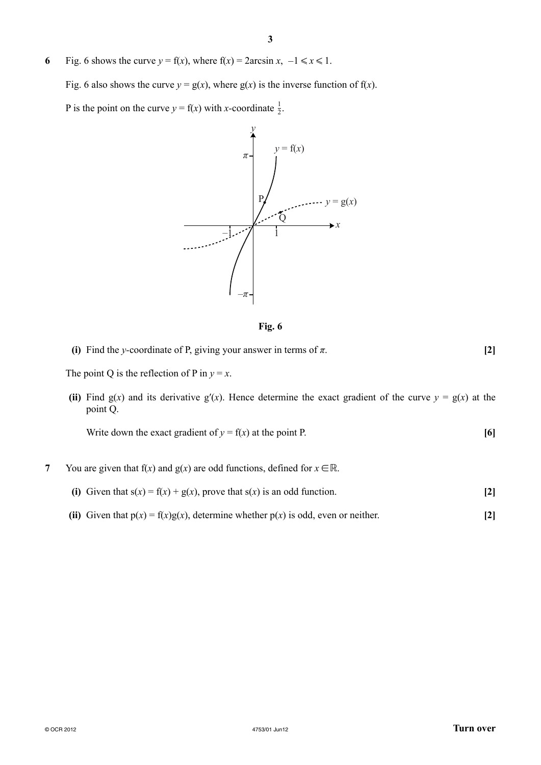**6** Fig. 6 shows the curve $y = \mathrm{f}(x)$, where $\mathrm{f}(x) = 2\arcsin x$, $-1 \leqslant x \leqslant 1$.

Fig. 6 also shows the curve $y = \mathrm{g}(x)$, where $\mathrm{g}(x)$ is the inverse function of $\mathrm{f}(x)$.

P is the point on the curve $y = \mathrm{f}(x)$ with $x$-coordinate $\frac{1}{2}$.

**Fig. 6**

**(i)** Find the $y$-coordinate of P, giving your answer in terms of $\pi$. **[2]**

The point Q is the reflection of P in $y = x$.

**(ii)** Find $\mathrm{g}(x)$ and its derivative $\mathrm{g}'(x)$. Hence determine the exact gradient of the curve $y = \mathrm{g}(x)$ at the point Q.

Write down the exact gradient of $y = \mathrm{f}(x)$ at the point P. **[6]**

**7** You are given that $\mathrm{f}(x)$ and $\mathrm{g}(x)$ are odd functions, defined for $x \in \mathbb{R}$.

**(i)** Given that $\mathrm{s}(x) = \mathrm{f}(x) + \mathrm{g}(x)$, prove that $\mathrm{s}(x)$ is an odd function. **[2]**

**(ii)** Given that $\mathrm{p}(x) = \mathrm{f}(x)\mathrm{g}(x)$, determine whether $\mathrm{p}(x)$ is odd, even or neither. **[2]**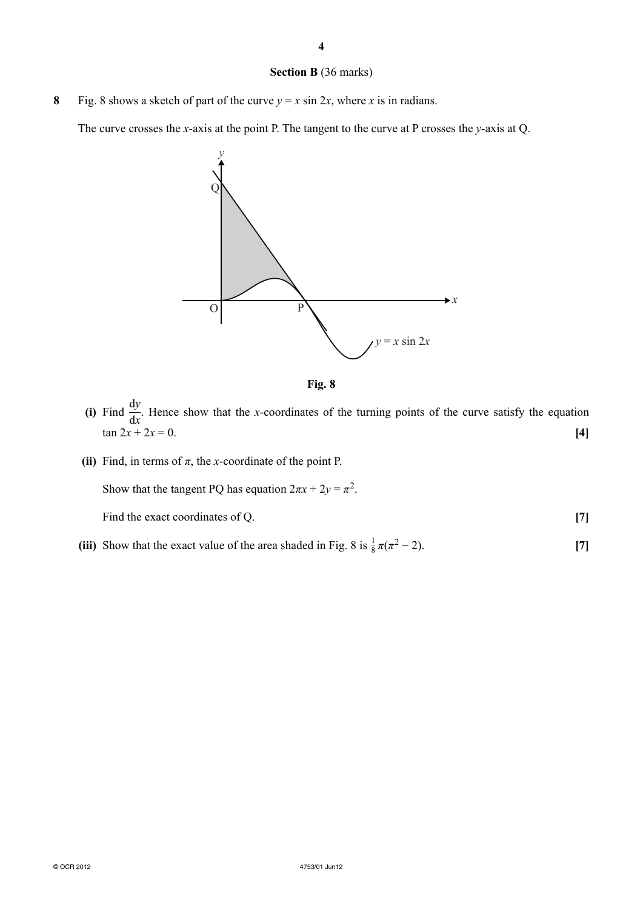## Section B (36 marks)

**8** Fig. 8 shows a sketch of part of the curve $y = x \sin 2x$, where $x$ is in radians.

The curve crosses the $x$-axis at the point P. The tangent to the curve at P crosses the $y$-axis at Q.

**Fig. 8**

**(i)** Find $\frac{dy}{dx}$. Hence show that the $x$-coordinates of the turning points of the curve satisfy the equation $\tan 2x + 2x = 0$. **[4]**

**(ii)** Find, in terms of $\pi$, the $x$-coordinate of the point P.

Show that the tangent PQ has equation $2\pi x + 2y = \pi^2$.

Find the exact coordinates of Q. **[7]**

**(iii)** Show that the exact value of the area shaded in Fig. 8 is $\frac{1}{8}\pi(\pi^2 - 2)$. **[7]**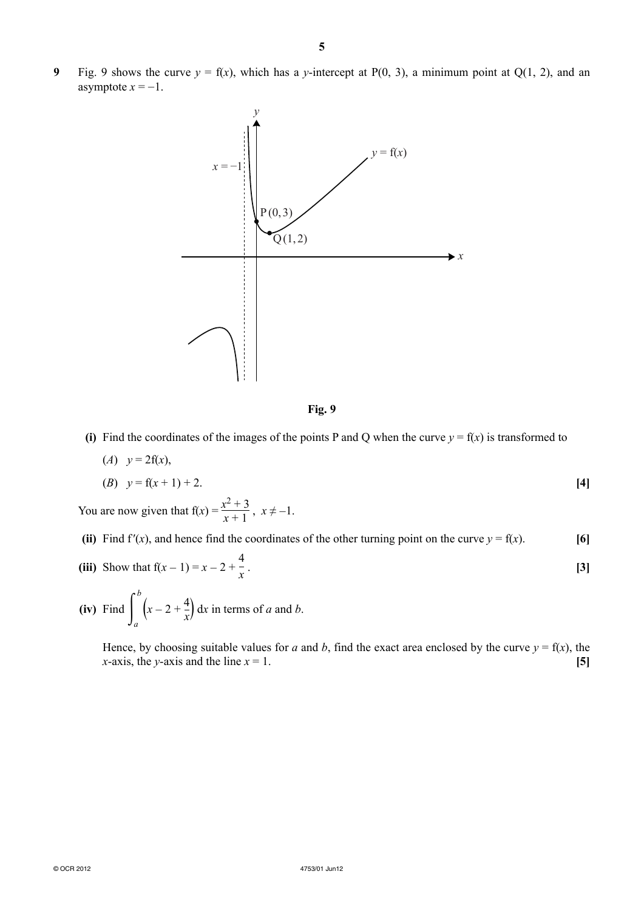**9** Fig. 9 shows the curve $y = \mathrm{f}(x)$, which has a $y$-intercept at P(0, 3), a minimum point at Q(1, 2), and an asymptote $x = -1$.

**Fig. 9**

**(i)** Find the coordinates of the images of the points P and Q when the curve $y = \mathrm{f}(x)$ is transformed to

($A$) $y = 2\mathrm{f}(x)$,

($B$) $y = \mathrm{f}(x + 1) + 2$. **[4]**

You are now given that $\mathrm{f}(x) = \dfrac{x^2 + 3}{x + 1}$, $x \neq -1$.

**(ii)** Find $\mathrm{f}'(x)$, and hence find the coordinates of the other turning point on the curve $y = \mathrm{f}(x)$. **[6]**

**(iii)** Show that $\mathrm{f}(x - 1) = x - 2 + \dfrac{4}{x}$. **[3]**

**(iv)** Find $\displaystyle\int_a^b \left(x - 2 + \frac{4}{x}\right) \mathrm{d}x$ in terms of $a$ and $b$.

Hence, by choosing suitable values for $a$ and $b$, find the exact area enclosed by the curve $y = \mathrm{f}(x)$, the $x$-axis, the $y$-axis and the line $x = 1$. **[5]**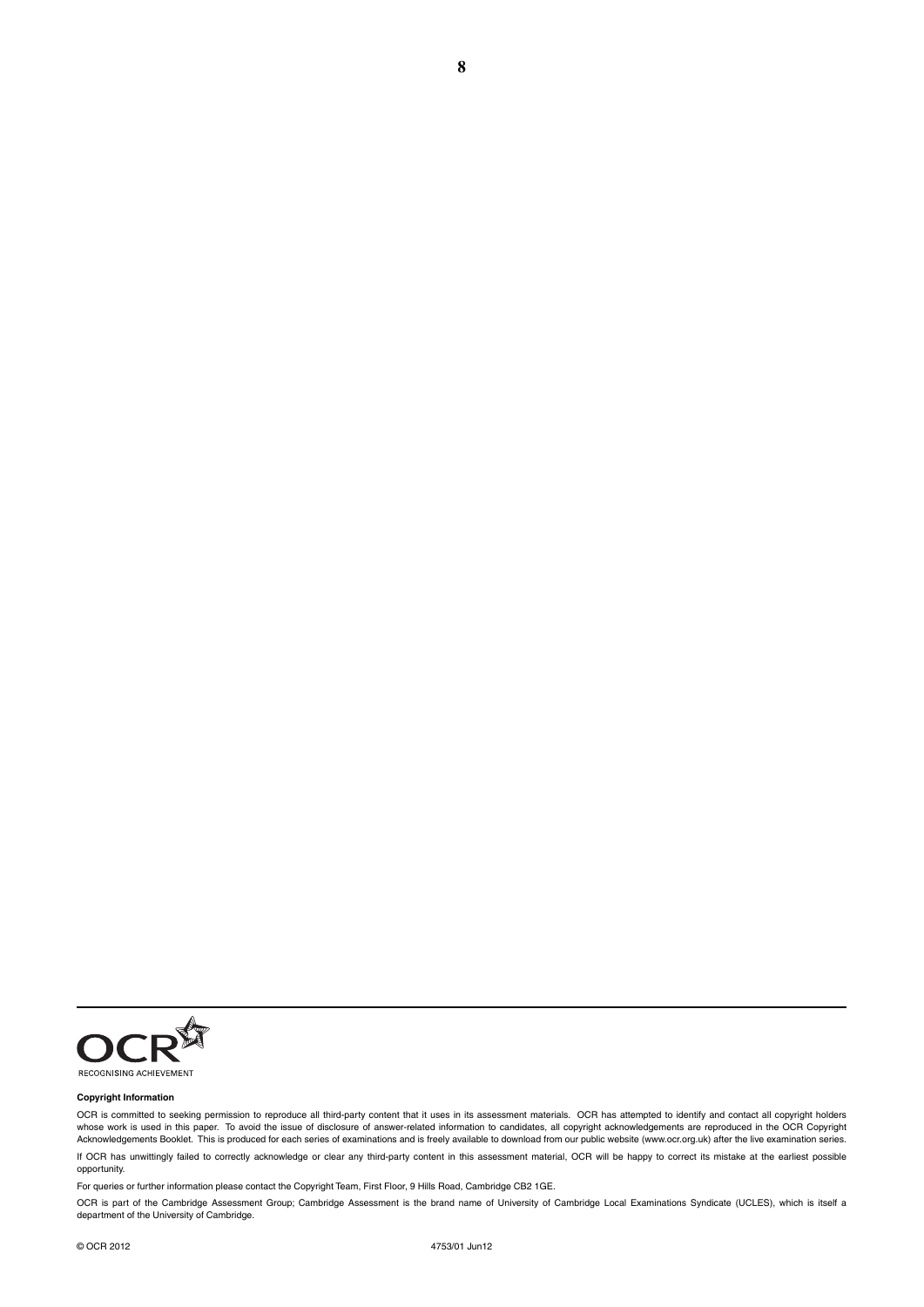OCR

RECOGNISING ACHIEVEMENT

**Copyright Information**

OCR is committed to seeking permission to reproduce all third-party content that it uses in its assessment materials. OCR has attempted to identify and contact all copyright holders whose work is used in this paper. To avoid the issue of disclosure of answer-related information to candidates, all copyright acknowledgements are reproduced in the OCR Copyright Acknowledgements Booklet. This is produced for each series of examinations and is freely available to download from our public website (www.ocr.org.uk) after the live examination series.

If OCR has unwittingly failed to correctly acknowledge or clear any third-party content in this assessment material, OCR will be happy to correct its mistake at the earliest possible opportunity.

For queries or further information please contact the Copyright Team, First Floor, 9 Hills Road, Cambridge CB2 1GE.

OCR is part of the Cambridge Assessment Group; Cambridge Assessment is the brand name of University of Cambridge Local Examinations Syndicate (UCLES), which is itself a department of the University of Cambridge.

© OCR 2012 4753/01 Jun12